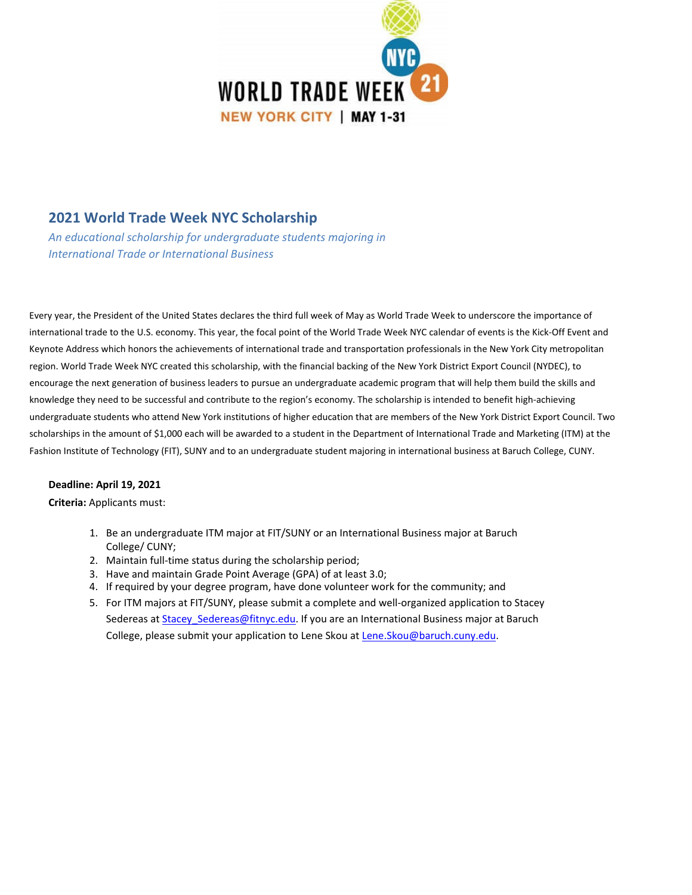WORLD TRADE WEEK NYC 21

NEW YORK CITY | MAY 1-31

## 2021 World Trade Week NYC Scholarship

*An educational scholarship for undergraduate students majoring in International Trade or International Business*

Every year, the President of the United States declares the third full week of May as World Trade Week to underscore the importance of international trade to the U.S. economy. This year, the focal point of the World Trade Week NYC calendar of events is the Kick-Off Event and Keynote Address which honors the achievements of international trade and transportation professionals in the New York City metropolitan region. World Trade Week NYC created this scholarship, with the financial backing of the New York District Export Council (NYDEC), to encourage the next generation of business leaders to pursue an undergraduate academic program that will help them build the skills and knowledge they need to be successful and contribute to the region's economy. The scholarship is intended to benefit high-achieving undergraduate students who attend New York institutions of higher education that are members of the New York District Export Council. Two scholarships in the amount of $1,000 each will be awarded to a student in the Department of International Trade and Marketing (ITM) at the Fashion Institute of Technology (FIT), SUNY and to an undergraduate student majoring in international business at Baruch College, CUNY.

**Deadline: April 19, 2021**

**Criteria:** Applicants must:

1. Be an undergraduate ITM major at FIT/SUNY or an International Business major at Baruch College/ CUNY;
2. Maintain full-time status during the scholarship period;
3. Have and maintain Grade Point Average (GPA) of at least 3.0;
4. If required by your degree program, have done volunteer work for the community; and
5. For ITM majors at FIT/SUNY, please submit a complete and well-organized application to Stacey Sedereas at Stacey_Sedereas@fitnyc.edu. If you are an International Business major at Baruch College, please submit your application to Lene Skou at Lene.Skou@baruch.cuny.edu.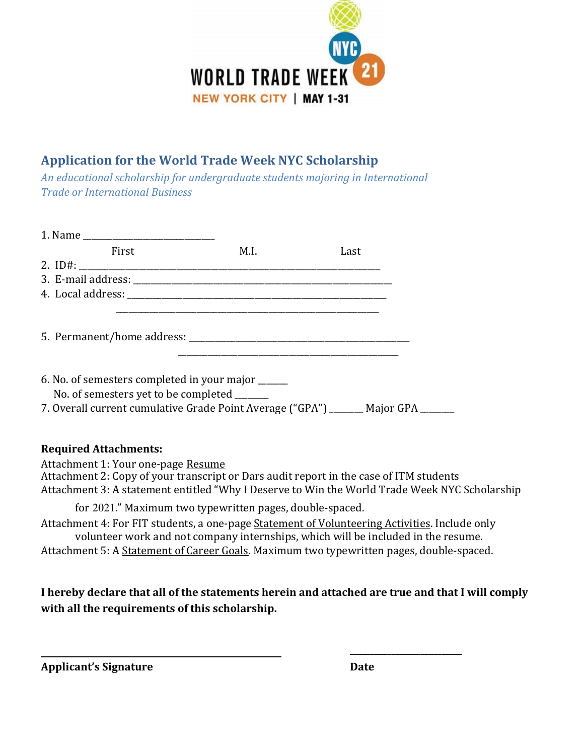WORLD TRADE WEEK NYC 21
NEW YORK CITY | MAY 1-31

## Application for the World Trade Week NYC Scholarship

*An educational scholarship for undergraduate students majoring in International Trade or International Business*

1. Name ___________________________
   First M.I. Last
2. ID#: ______________________________________________________________
3. E-mail address: _____________________________________________________
4. Local address: ______________________________________________________
   ______________________________________________________

5. Permanent/home address: ______________________________________________
   ______________________________________________

6. No. of semesters completed in your major ______
   No. of semesters yet to be completed _______
7. Overall current cumulative Grade Point Average ("GPA") _______ Major GPA _______

**Required Attachments:**

Attachment 1: Your one-page Resume
Attachment 2: Copy of your transcript or Dars audit report in the case of ITM students
Attachment 3: A statement entitled "Why I Deserve to Win the World Trade Week NYC Scholarship for 2021." Maximum two typewritten pages, double-spaced.
Attachment 4: For FIT students, a one-page Statement of Volunteering Activities. Include only volunteer work and not company internships, which will be included in the resume.
Attachment 5: A Statement of Career Goals. Maximum two typewritten pages, double-spaced.

**I hereby declare that all of the statements herein and attached are true and that I will comply with all the requirements of this scholarship.**

_______________________________________ ________________________

**Applicant's Signature** **Date**